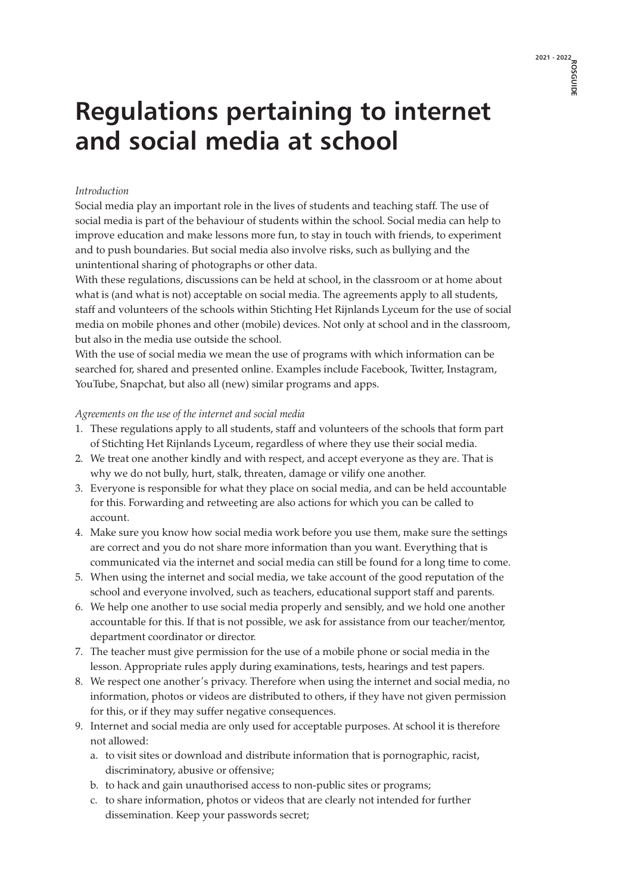# Regulations pertaining to internet and social media at school

*Introduction*

Social media play an important role in the lives of students and teaching staff. The use of social media is part of the behaviour of students within the school. Social media can help to improve education and make lessons more fun, to stay in touch with friends, to experiment and to push boundaries. But social media also involve risks, such as bullying and the unintentional sharing of photographs or other data.

With these regulations, discussions can be held at school, in the classroom or at home about what is (and what is not) acceptable on social media. The agreements apply to all students, staff and volunteers of the schools within Stichting Het Rijnlands Lyceum for the use of social media on mobile phones and other (mobile) devices. Not only at school and in the classroom, but also in the media use outside the school.

With the use of social media we mean the use of programs with which information can be searched for, shared and presented online. Examples include Facebook, Twitter, Instagram, YouTube, Snapchat, but also all (new) similar programs and apps.

*Agreements on the use of the internet and social media*

1. These regulations apply to all students, staff and volunteers of the schools that form part of Stichting Het Rijnlands Lyceum, regardless of where they use their social media.
2. We treat one another kindly and with respect, and accept everyone as they are. That is why we do not bully, hurt, stalk, threaten, damage or vilify one another.
3. Everyone is responsible for what they place on social media, and can be held accountable for this. Forwarding and retweeting are also actions for which you can be called to account.
4. Make sure you know how social media work before you use them, make sure the settings are correct and you do not share more information than you want. Everything that is communicated via the internet and social media can still be found for a long time to come.
5. When using the internet and social media, we take account of the good reputation of the school and everyone involved, such as teachers, educational support staff and parents.
6. We help one another to use social media properly and sensibly, and we hold one another accountable for this. If that is not possible, we ask for assistance from our teacher/mentor, department coordinator or director.
7. The teacher must give permission for the use of a mobile phone or social media in the lesson. Appropriate rules apply during examinations, tests, hearings and test papers.
8. We respect one another's privacy. Therefore when using the internet and social media, no information, photos or videos are distributed to others, if they have not given permission for this, or if they may suffer negative consequences.
9. Internet and social media are only used for acceptable purposes. At school it is therefore not allowed:
   a. to visit sites or download and distribute information that is pornographic, racist, discriminatory, abusive or offensive;
   b. to hack and gain unauthorised access to non-public sites or programs;
   c. to share information, photos or videos that are clearly not intended for further dissemination. Keep your passwords secret;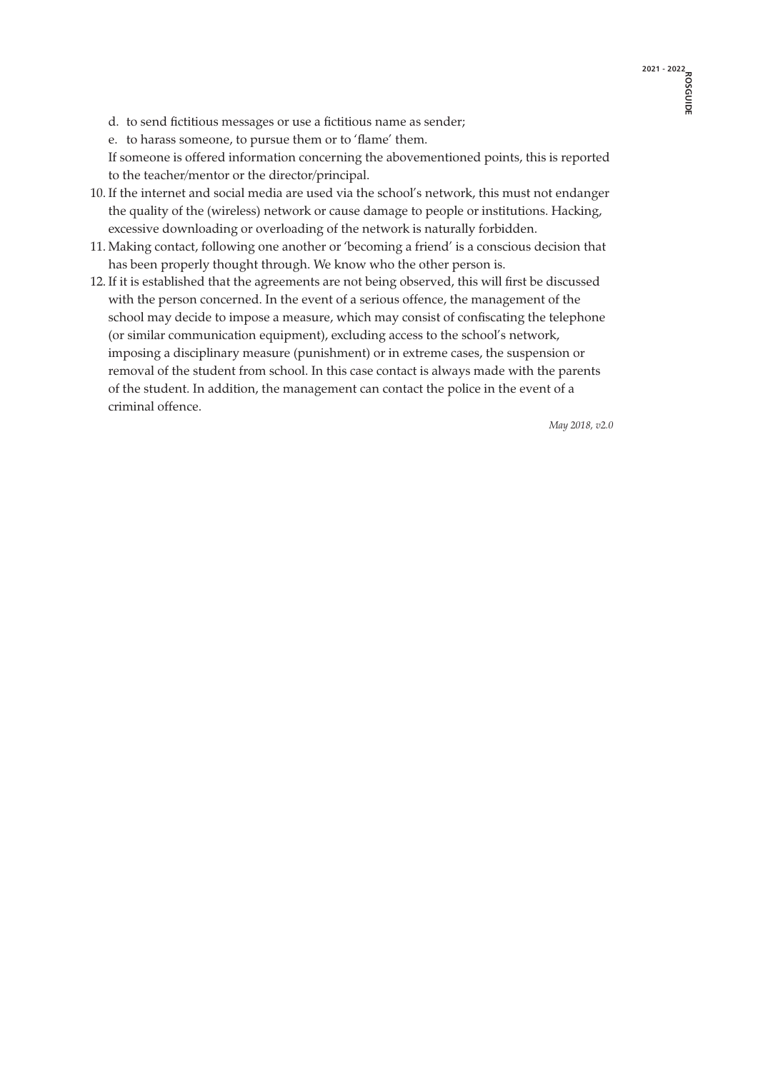d. to send fictitious messages or use a fictitious name as sender;

e. to harass someone, to pursue them or to 'flame' them.

If someone is offered information concerning the abovementioned points, this is reported to the teacher/mentor or the director/principal.

10. If the internet and social media are used via the school's network, this must not endanger the quality of the (wireless) network or cause damage to people or institutions. Hacking, excessive downloading or overloading of the network is naturally forbidden.
11. Making contact, following one another or 'becoming a friend' is a conscious decision that has been properly thought through. We know who the other person is.
12. If it is established that the agreements are not being observed, this will first be discussed with the person concerned. In the event of a serious offence, the management of the school may decide to impose a measure, which may consist of confiscating the telephone (or similar communication equipment), excluding access to the school's network, imposing a disciplinary measure (punishment) or in extreme cases, the suspension or removal of the student from school. In this case contact is always made with the parents of the student. In addition, the management can contact the police in the event of a criminal offence.

*May 2018, v2.0*